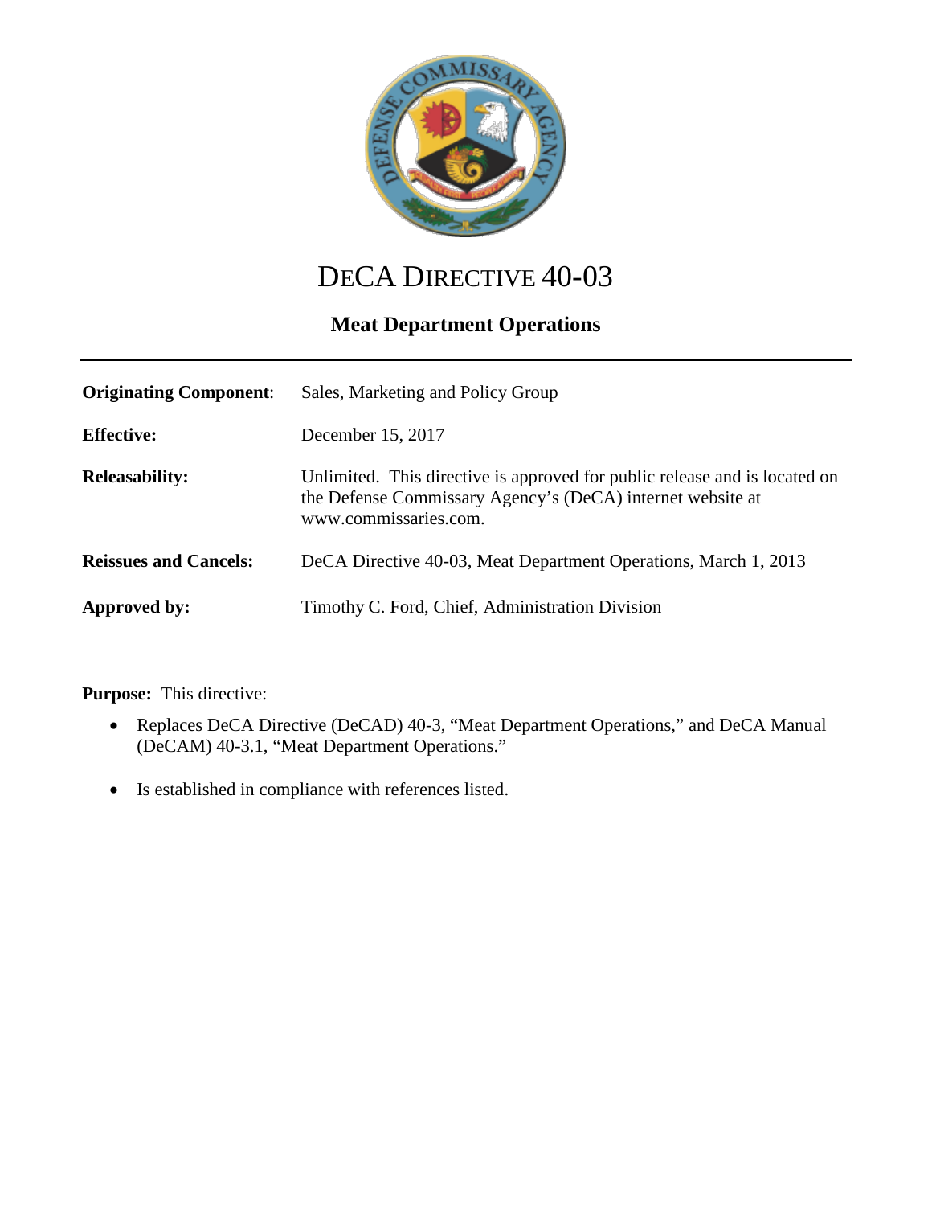# DECA DIRECTIVE 40-03

## Meat Department Operations

| | |
|---|---|
| **Originating Component**: | Sales, Marketing and Policy Group |
| **Effective:** | December 15, 2017 |
| **Releasability:** | Unlimited. This directive is approved for public release and is located on the Defense Commissary Agency's (DeCA) internet website at www.commissaries.com. |
| **Reissues and Cancels:** | DeCA Directive 40-03, Meat Department Operations, March 1, 2013 |
| **Approved by:** | Timothy C. Ford, Chief, Administration Division |

**Purpose:** This directive:

- Replaces DeCA Directive (DeCAD) 40-3, "Meat Department Operations," and DeCA Manual (DeCAM) 40-3.1, "Meat Department Operations."
- Is established in compliance with references listed.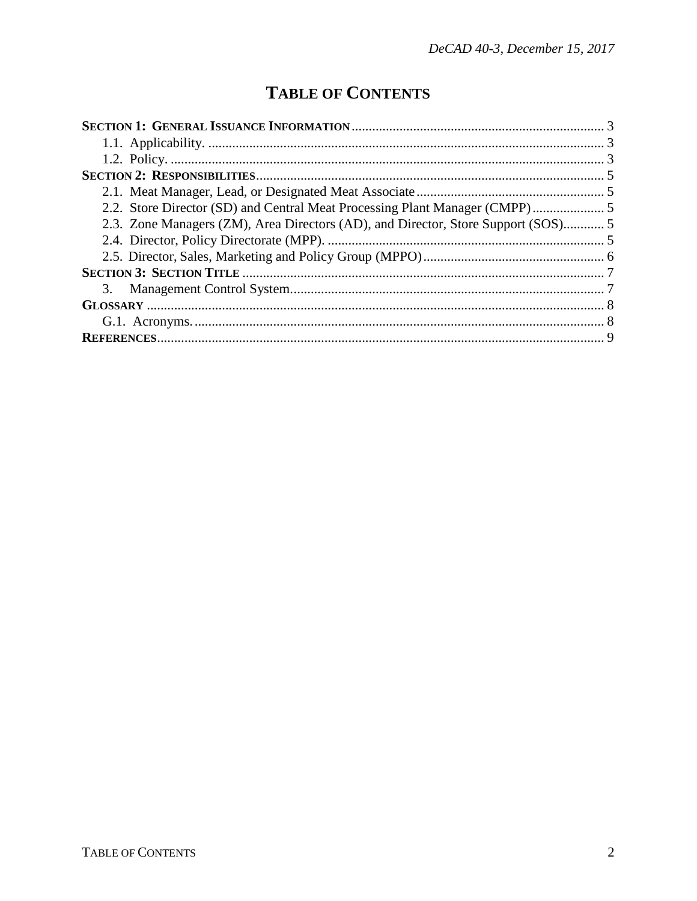# TABLE OF CONTENTS

**SECTION 1: GENERAL ISSUANCE INFORMATION** .......... 3
- 1.1. Applicability. .......... 3
- 1.2. Policy. .......... 3

**SECTION 2: RESPONSIBILITIES** .......... 5
- 2.1. Meat Manager, Lead, or Designated Meat Associate .......... 5
- 2.2. Store Director (SD) and Central Meat Processing Plant Manager (CMPP) .......... 5
- 2.3. Zone Managers (ZM), Area Directors (AD), and Director, Store Support (SOS) .......... 5
- 2.4. Director, Policy Directorate (MPP). .......... 5
- 2.5. Director, Sales, Marketing and Policy Group (MPPO) .......... 6

**SECTION 3: SECTION TITLE** .......... 7
- 3. Management Control System. .......... 7

**GLOSSARY** .......... 8
- G.1. Acronyms. .......... 8

**REFERENCES** .......... 9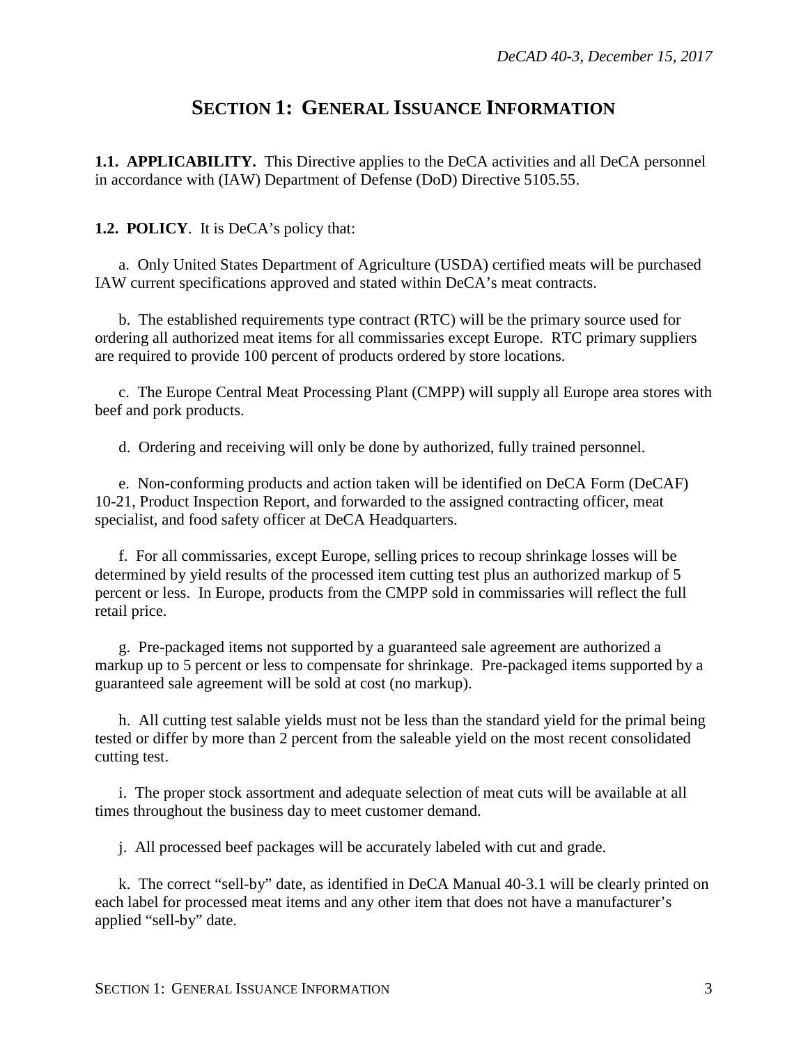## SECTION 1: GENERAL ISSUANCE INFORMATION

**1.1. APPLICABILITY.** This Directive applies to the DeCA activities and all DeCA personnel in accordance with (IAW) Department of Defense (DoD) Directive 5105.55.

**1.2. POLICY**. It is DeCA's policy that:

a. Only United States Department of Agriculture (USDA) certified meats will be purchased IAW current specifications approved and stated within DeCA's meat contracts.

b. The established requirements type contract (RTC) will be the primary source used for ordering all authorized meat items for all commissaries except Europe. RTC primary suppliers are required to provide 100 percent of products ordered by store locations.

c. The Europe Central Meat Processing Plant (CMPP) will supply all Europe area stores with beef and pork products.

d. Ordering and receiving will only be done by authorized, fully trained personnel.

e. Non-conforming products and action taken will be identified on DeCA Form (DeCAF) 10-21, Product Inspection Report, and forwarded to the assigned contracting officer, meat specialist, and food safety officer at DeCA Headquarters.

f. For all commissaries, except Europe, selling prices to recoup shrinkage losses will be determined by yield results of the processed item cutting test plus an authorized markup of 5 percent or less. In Europe, products from the CMPP sold in commissaries will reflect the full retail price.

g. Pre-packaged items not supported by a guaranteed sale agreement are authorized a markup up to 5 percent or less to compensate for shrinkage. Pre-packaged items supported by a guaranteed sale agreement will be sold at cost (no markup).

h. All cutting test salable yields must not be less than the standard yield for the primal being tested or differ by more than 2 percent from the saleable yield on the most recent consolidated cutting test.

i. The proper stock assortment and adequate selection of meat cuts will be available at all times throughout the business day to meet customer demand.

j. All processed beef packages will be accurately labeled with cut and grade.

k. The correct "sell-by" date, as identified in DeCA Manual 40-3.1 will be clearly printed on each label for processed meat items and any other item that does not have a manufacturer's applied "sell-by" date.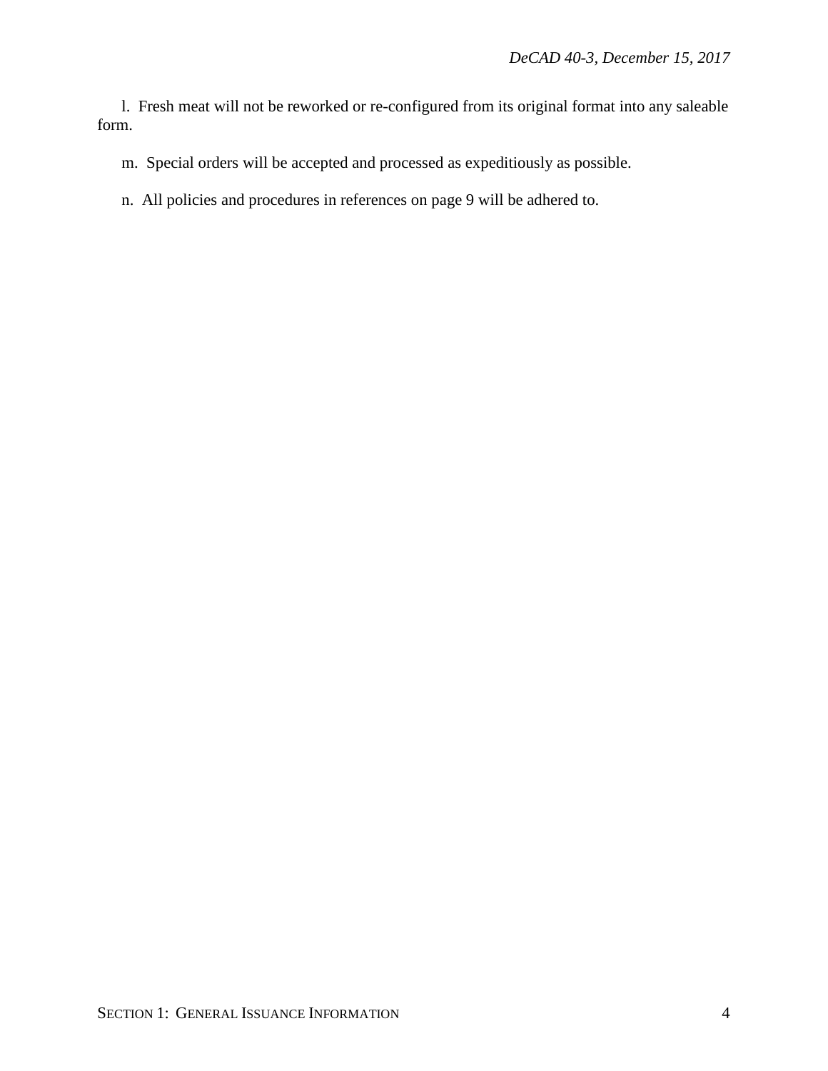l.  Fresh meat will not be reworked or re-configured from its original format into any saleable form.

m.  Special orders will be accepted and processed as expeditiously as possible.

n.  All policies and procedures in references on page 9 will be adhered to.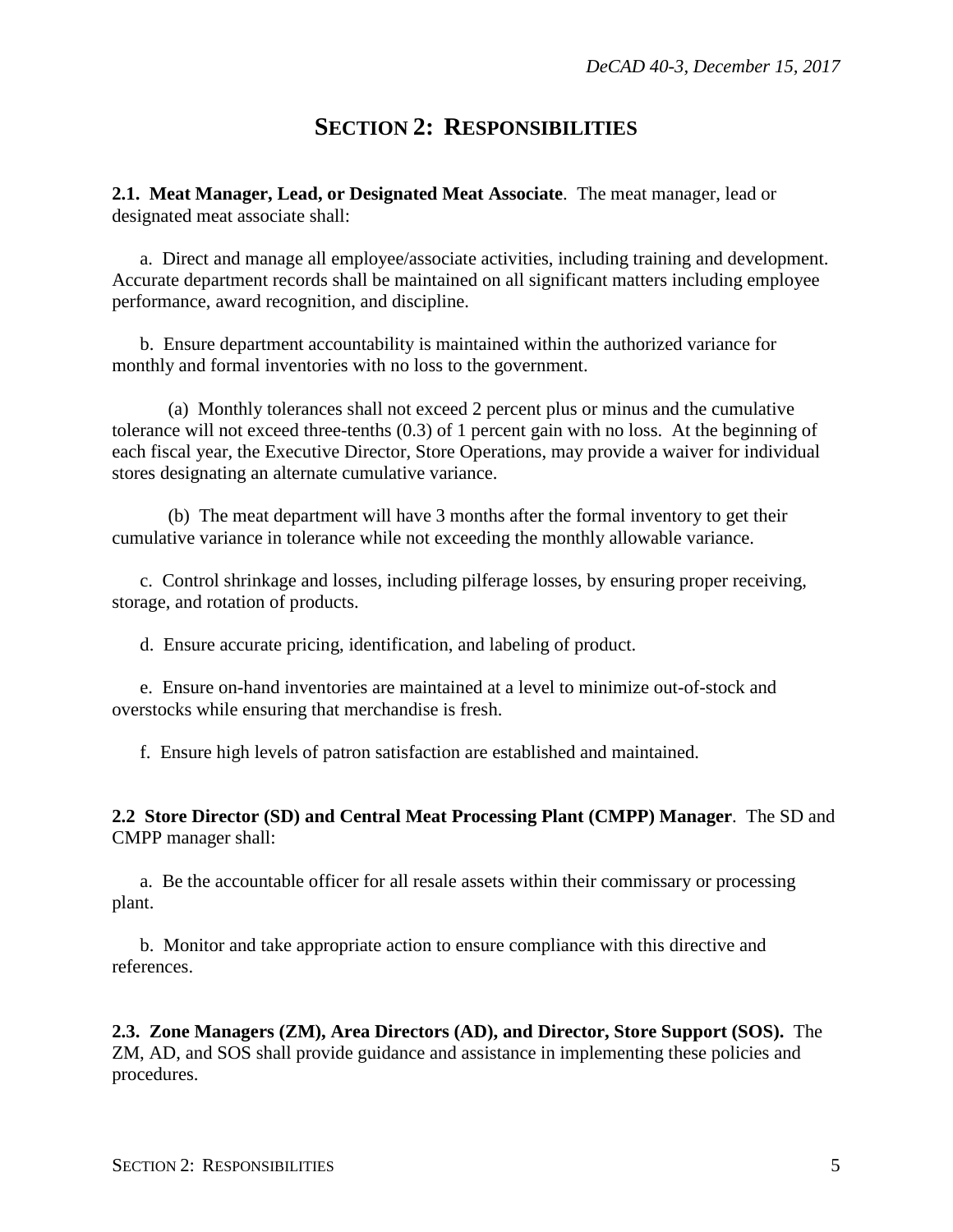# SECTION 2: RESPONSIBILITIES

**2.1. Meat Manager, Lead, or Designated Meat Associate**. The meat manager, lead or designated meat associate shall:

a. Direct and manage all employee/associate activities, including training and development. Accurate department records shall be maintained on all significant matters including employee performance, award recognition, and discipline.

b. Ensure department accountability is maintained within the authorized variance for monthly and formal inventories with no loss to the government.

(a) Monthly tolerances shall not exceed 2 percent plus or minus and the cumulative tolerance will not exceed three-tenths (0.3) of 1 percent gain with no loss. At the beginning of each fiscal year, the Executive Director, Store Operations, may provide a waiver for individual stores designating an alternate cumulative variance.

(b) The meat department will have 3 months after the formal inventory to get their cumulative variance in tolerance while not exceeding the monthly allowable variance.

c. Control shrinkage and losses, including pilferage losses, by ensuring proper receiving, storage, and rotation of products.

d. Ensure accurate pricing, identification, and labeling of product.

e. Ensure on-hand inventories are maintained at a level to minimize out-of-stock and overstocks while ensuring that merchandise is fresh.

f. Ensure high levels of patron satisfaction are established and maintained.

**2.2 Store Director (SD) and Central Meat Processing Plant (CMPP) Manager**. The SD and CMPP manager shall:

a. Be the accountable officer for all resale assets within their commissary or processing plant.

b. Monitor and take appropriate action to ensure compliance with this directive and references.

**2.3. Zone Managers (ZM), Area Directors (AD), and Director, Store Support (SOS).** The ZM, AD, and SOS shall provide guidance and assistance in implementing these policies and procedures.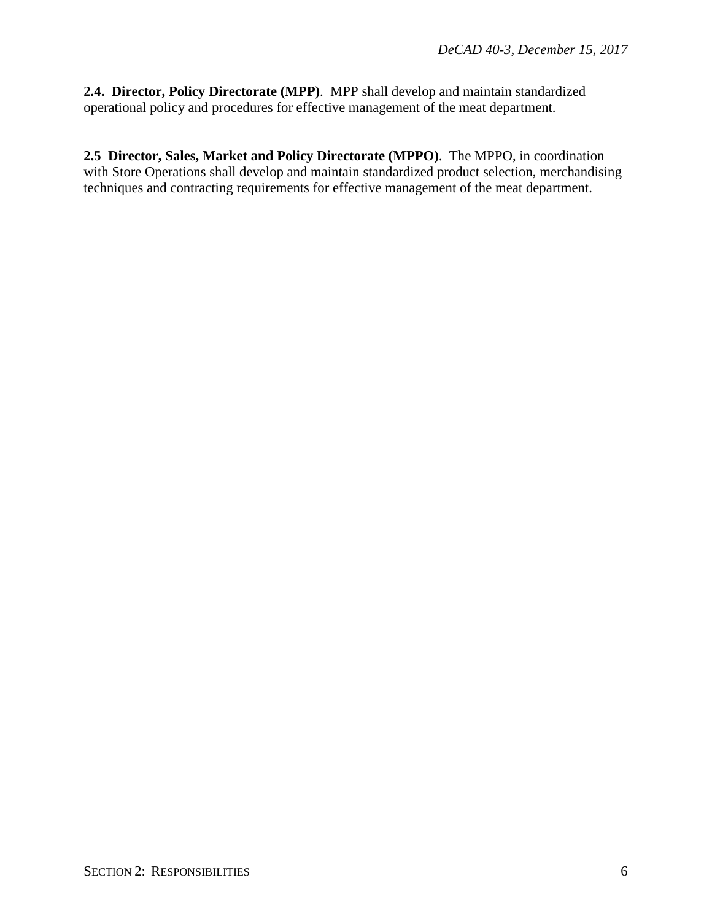**2.4. Director, Policy Directorate (MPP)**. MPP shall develop and maintain standardized operational policy and procedures for effective management of the meat department.

**2.5 Director, Sales, Market and Policy Directorate (MPPO)**. The MPPO, in coordination with Store Operations shall develop and maintain standardized product selection, merchandising techniques and contracting requirements for effective management of the meat department.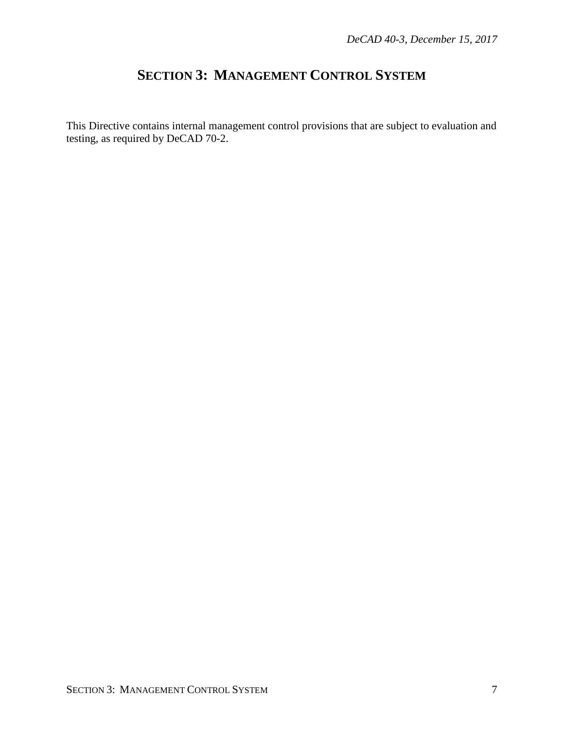# SECTION 3: MANAGEMENT CONTROL SYSTEM

This Directive contains internal management control provisions that are subject to evaluation and testing, as required by DeCAD 70-2.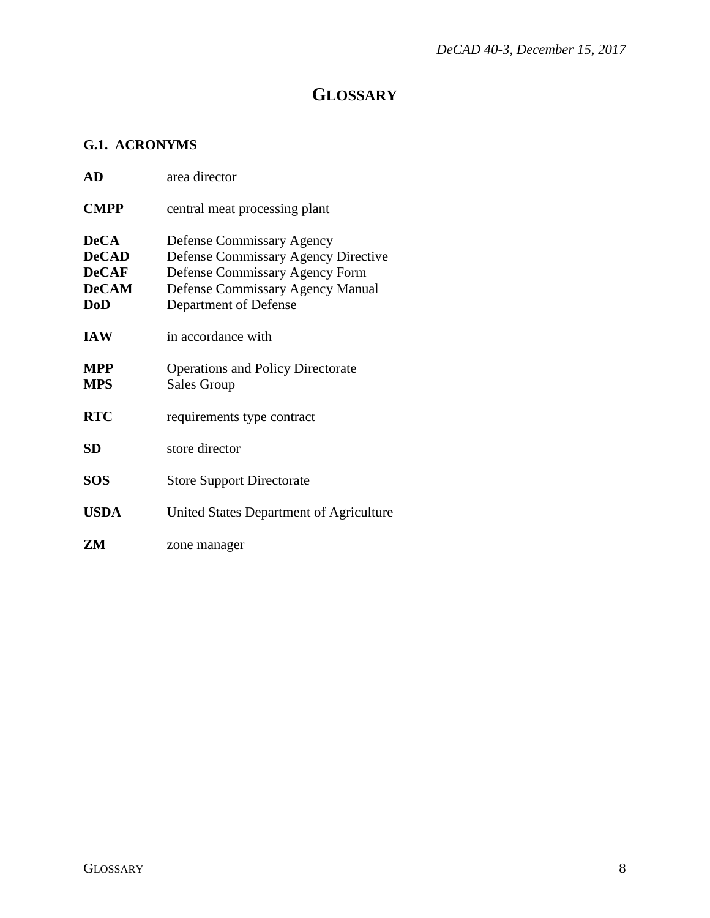# GLOSSARY

## G.1. ACRONYMS

| | |
|---|---|
| **AD** | area director |
| **CMPP** | central meat processing plant |
| **DeCA** | Defense Commissary Agency |
| **DeCAD** | Defense Commissary Agency Directive |
| **DeCAF** | Defense Commissary Agency Form |
| **DeCAM** | Defense Commissary Agency Manual |
| **DoD** | Department of Defense |
| **IAW** | in accordance with |
| **MPP** | Operations and Policy Directorate |
| **MPS** | Sales Group |
| **RTC** | requirements type contract |
| **SD** | store director |
| **SOS** | Store Support Directorate |
| **USDA** | United States Department of Agriculture |
| **ZM** | zone manager |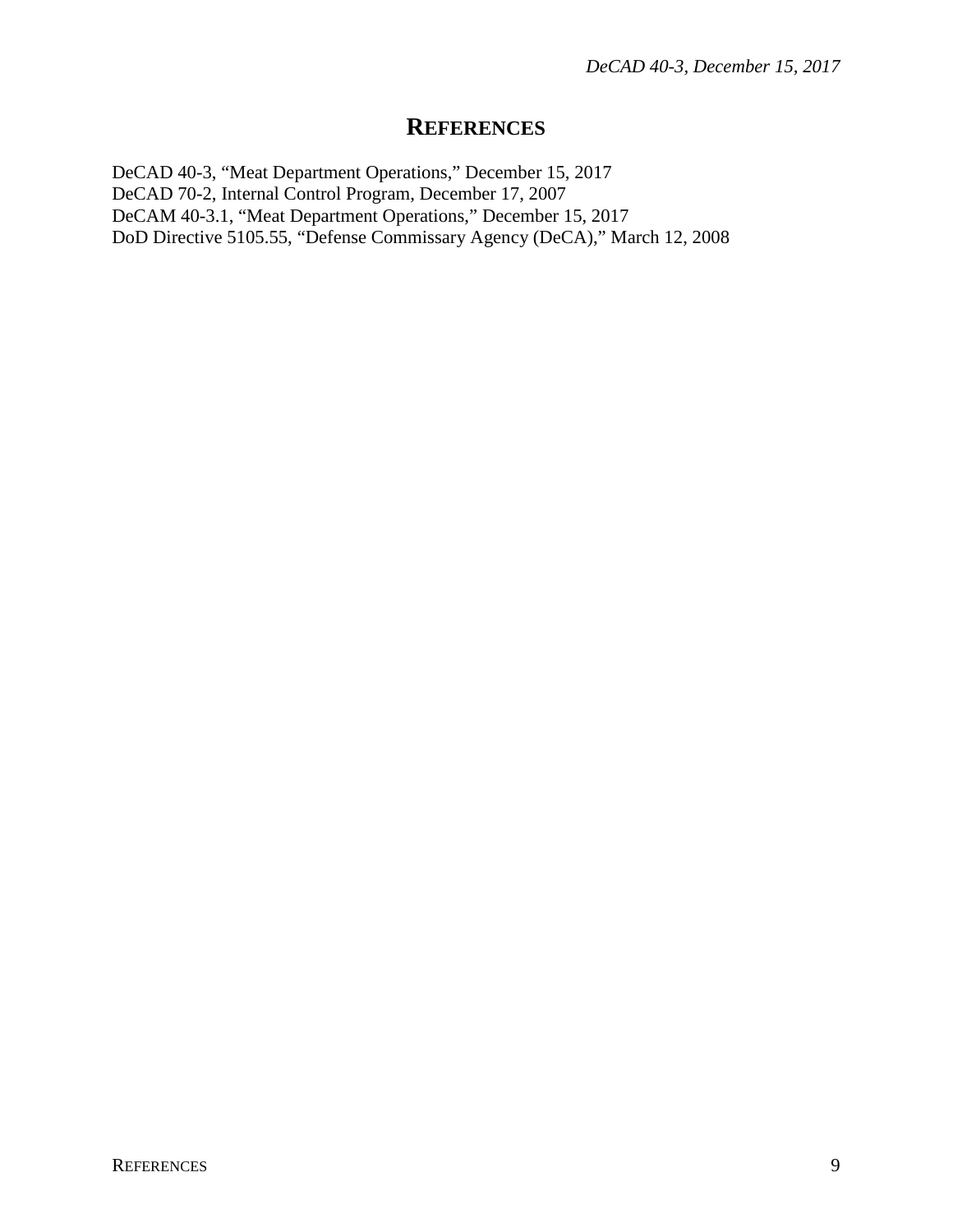# REFERENCES

DeCAD 40-3, "Meat Department Operations," December 15, 2017
DeCAD 70-2, Internal Control Program, December 17, 2007
DeCAM 40-3.1, "Meat Department Operations," December 15, 2017
DoD Directive 5105.55, "Defense Commissary Agency (DeCA)," March 12, 2008